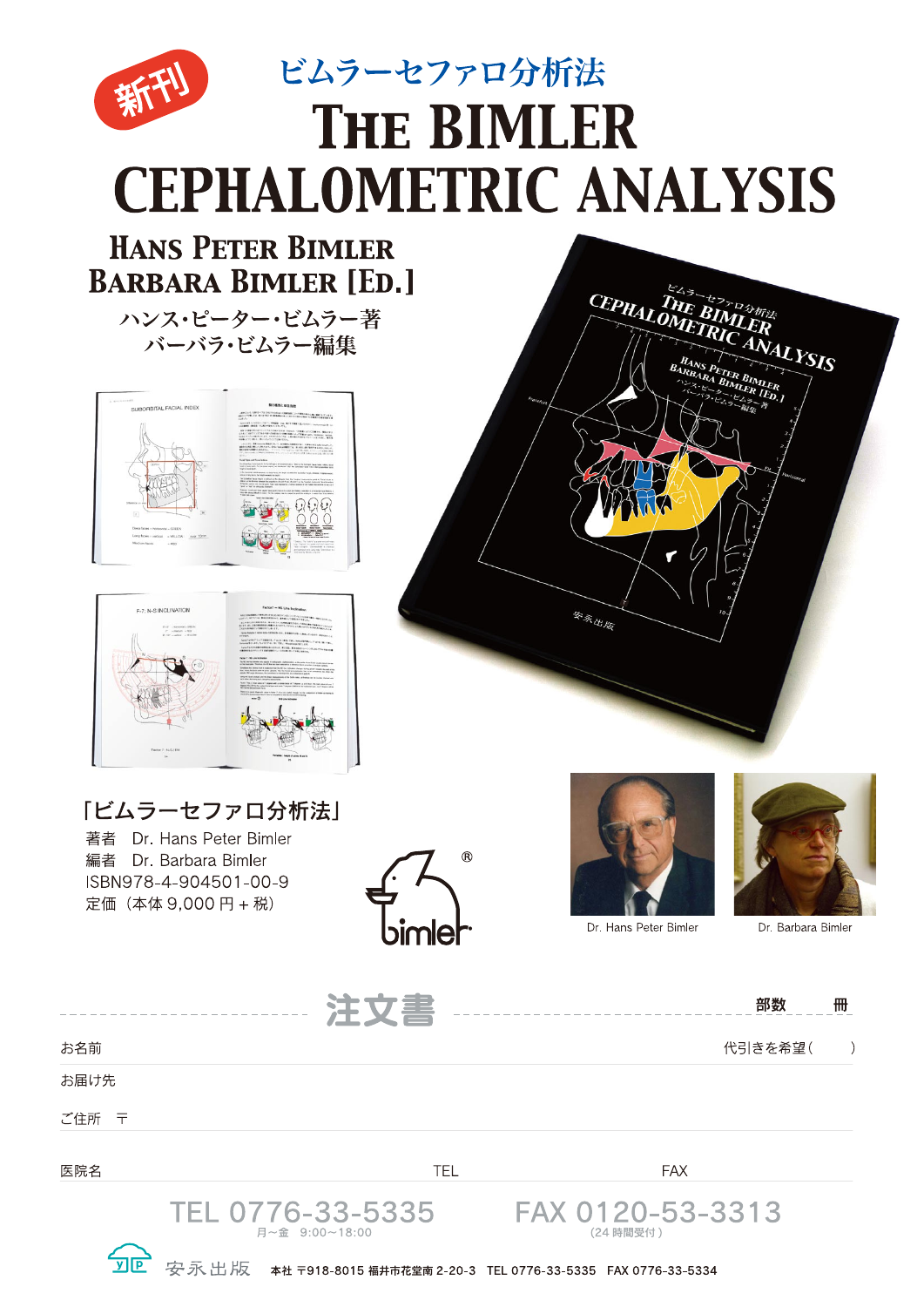新刊

# ビムラーセファロ分析法

# THE BIMLER CEPHALOMETRIC ANALYSIS

## HANS PETER BIMLER
## BARBARA BIMLER [ED.]

ハンス･ピーター･ビムラー著
バーバラ･ビムラー編集

「ビムラーセファロ分析法」

著者　Dr. Hans Peter Bimler
編者　Dr. Barbara Bimler
ISBN978-4-904501-00-9
定価（本体 9,000 円 + 税）

bimler®

Dr. Hans Peter Bimler

Dr. Barbara Bimler

## 注文書

部数　　冊

お名前　　　　　　代引きを希望（　　）

お届け先

ご住所　〒

医院名　　　　　TEL　　　　　FAX

TEL 0776-33-5335
月〜金　9:00〜18:00

FAX 0120-53-3313
（24 時間受付）

安永出版　本社 〒918-8015 福井市花堂南 2-20-3　TEL 0776-33-5335　FAX 0776-33-5334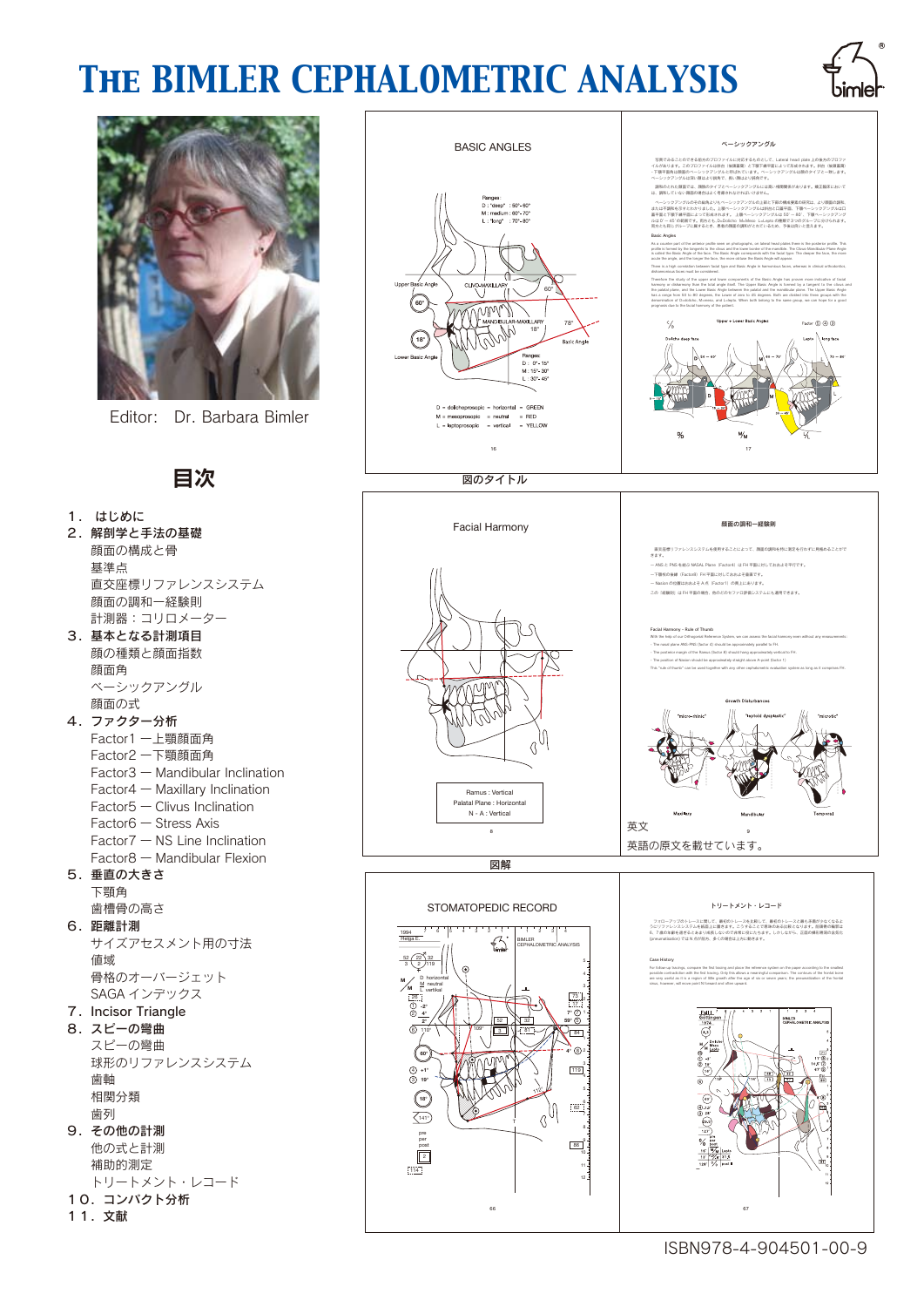# THE BIMLER CEPHALOMETRIC ANALYSIS

Editor: Dr. Barbara Bimler

## 目次

1. はじめに
2. 解剖学と手法の基礎
   - 顔面の構成と骨
   - 基準点
   - 直交座標リファレンスシステム
   - 顔面の調和—経験則
   - 計測器：コリロメーター
3. 基本となる計測項目
   - 顔の種類と顔面指数
   - 顔面角
   - ベーシックアングル
   - 顔面の式
4. ファクター分析
   - Factor1 —上顎顔面角
   - Factor2 —下顎顔面角
   - Factor3 — Mandibular Inclination
   - Factor4 — Maxillary Inclination
   - Factor5 — Clivus Inclination
   - Factor6 — Stress Axis
   - Factor7 — NS Line Inclination
   - Factor8 — Mandibular Flexion
5. 垂直の大きさ
   - 下顎角
   - 歯槽骨の高さ
6. 距離計測
   - サイズアセスメント用の寸法
   - 値域
   - 骨格のオーバージェット
   - SAGA インデックス
7. Incisor Triangle
8. スピーの彎曲
   - スピーの彎曲
   - 球形のリファレンスシステム
   - 歯軸
   - 相関分類
   - 歯列
9. その他の計測
   - 他の式と計測
   - 補助的測定
   - トリートメント・レコード
10. コンパクト分析
11. 文献

BASIC ANGLES

ベーシックアングル

図のタイトル

Facial Harmony

顔面の調和—経験則

Ramus : Vertical
Palatal Plane : Horizontal
N - A : Vertical

英文

英語の原文を載せています。

図解

STOMATOPEDIC RECORD

トリートメント・レコード

ISBN978-4-904501-00-9